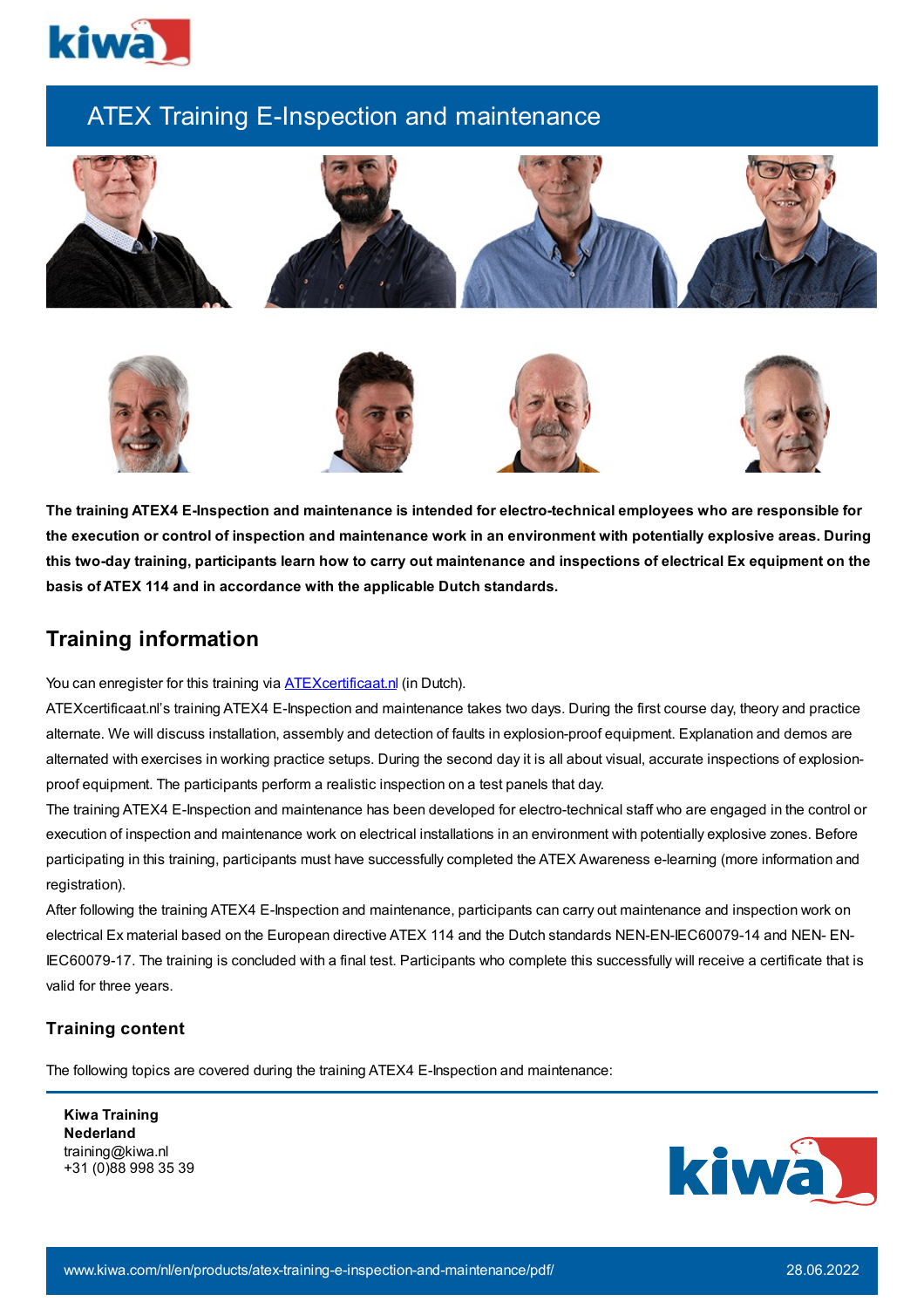# ATEX Training E-Inspection and maintenance

**The training ATEX4 E-Inspection and maintenance is intended for electro-technical employees who are responsible for the execution or control of inspection and maintenance work in an environment with potentially explosive areas. During this two-day training, participants learn how to carry out maintenance and inspections of electrical Ex equipment on the basis of ATEX 114 and in accordance with the applicable Dutch standards.**

## Training information

You can enregister for this training via [ATEXcertificaat.nl](ATEXcertificaat.nl) (in Dutch).

ATEXcertificaat.nl's training ATEX4 E-Inspection and maintenance takes two days. During the first course day, theory and practice alternate. We will discuss installation, assembly and detection of faults in explosion-proof equipment. Explanation and demos are alternated with exercises in working practice setups. During the second day it is all about visual, accurate inspections of explosion-proof equipment. The participants perform a realistic inspection on a test panels that day.

The training ATEX4 E-Inspection and maintenance has been developed for electro-technical staff who are engaged in the control or execution of inspection and maintenance work on electrical installations in an environment with potentially explosive zones. Before participating in this training, participants must have successfully completed the ATEX Awareness e-learning (more information and registration).

After following the training ATEX4 E-Inspection and maintenance, participants can carry out maintenance and inspection work on electrical Ex material based on the European directive ATEX 114 and the Dutch standards NEN-EN-IEC60079-14 and NEN- EN-IEC60079-17. The training is concluded with a final test. Participants who complete this successfully will receive a certificate that is valid for three years.

### Training content

The following topics are covered during the training ATEX4 E-Inspection and maintenance:

**Kiwa Training Nederland**
training@kiwa.nl
+31 (0)88 998 35 39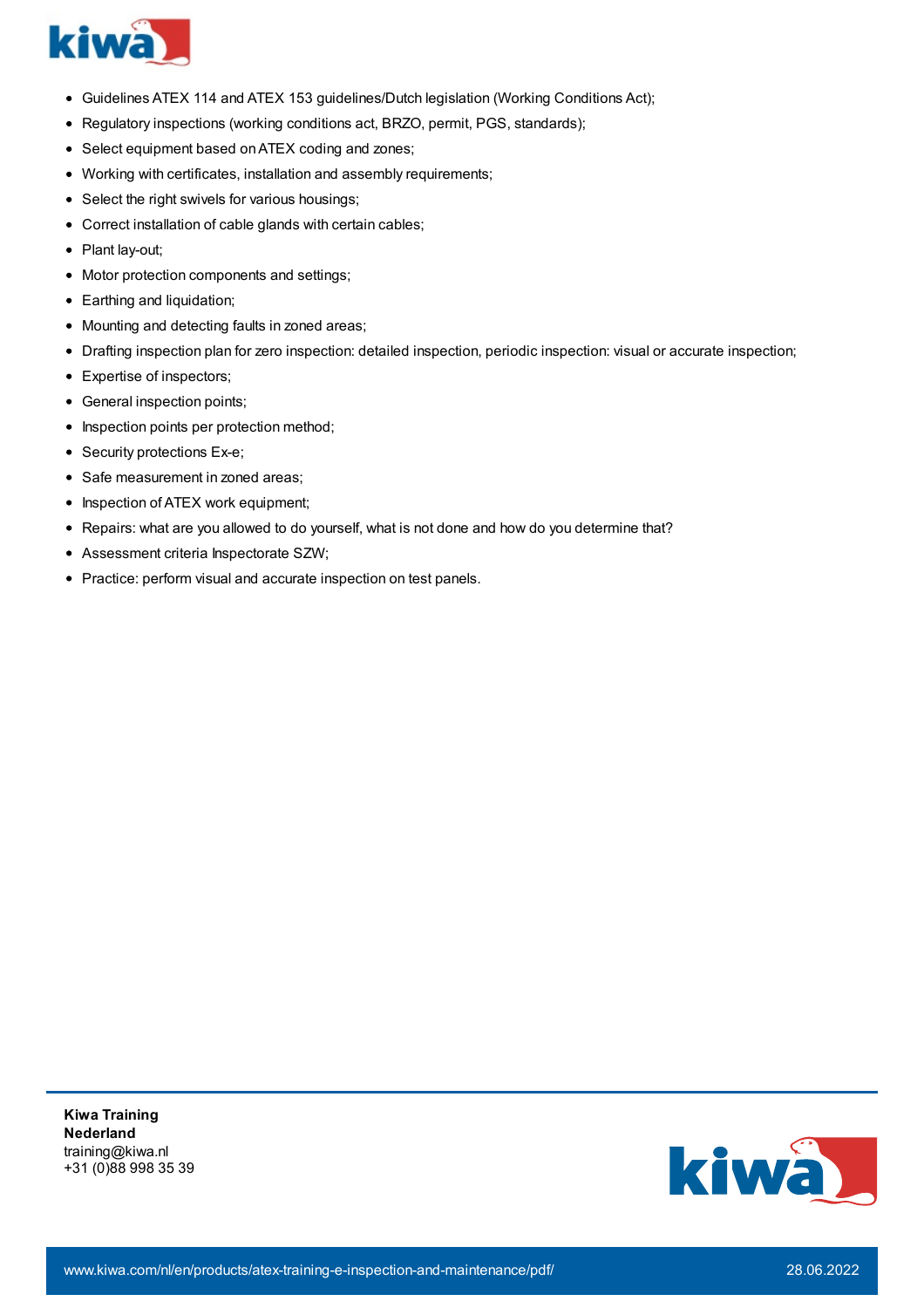- Guidelines ATEX 114 and ATEX 153 guidelines/Dutch legislation (Working Conditions Act);
- Regulatory inspections (working conditions act, BRZO, permit, PGS, standards);
- Select equipment based on ATEX coding and zones;
- Working with certificates, installation and assembly requirements;
- Select the right swivels for various housings;
- Correct installation of cable glands with certain cables;
- Plant lay-out;
- Motor protection components and settings;
- Earthing and liquidation;
- Mounting and detecting faults in zoned areas;
- Drafting inspection plan for zero inspection: detailed inspection, periodic inspection: visual or accurate inspection;
- Expertise of inspectors;
- General inspection points;
- Inspection points per protection method;
- Security protections Ex-e;
- Safe measurement in zoned areas;
- Inspection of ATEX work equipment;
- Repairs: what are you allowed to do yourself, what is not done and how do you determine that?
- Assessment criteria Inspectorate SZW;
- Practice: perform visual and accurate inspection on test panels.

**Kiwa Training Nederland**
training@kiwa.nl
+31 (0)88 998 35 39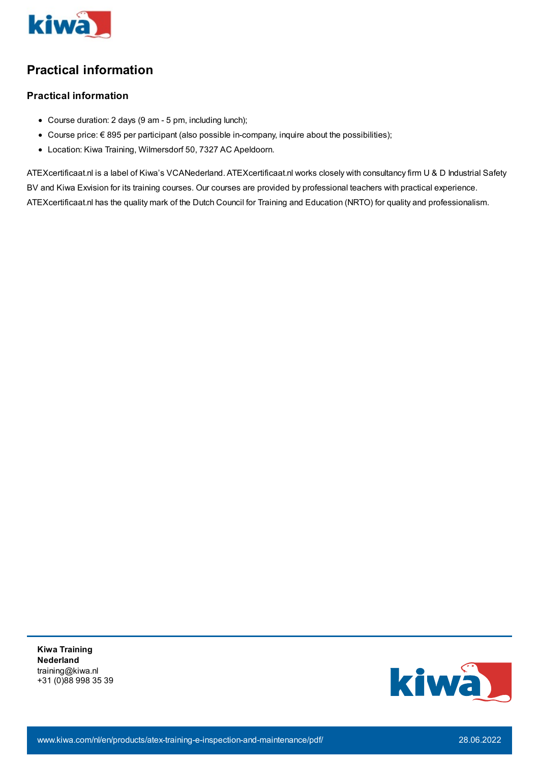# Practical information

## Practical information

- Course duration: 2 days (9 am - 5 pm, including lunch);
- Course price: € 895 per participant (also possible in-company, inquire about the possibilities);
- Location: Kiwa Training, Wilmersdorf 50, 7327 AC Apeldoorn.

ATEXcertificaat.nl is a label of Kiwa's VCANederland. ATEXcertificaat.nl works closely with consultancy firm U & D Industrial Safety BV and Kiwa Exvision for its training courses. Our courses are provided by professional teachers with practical experience. ATEXcertificaat.nl has the quality mark of the Dutch Council for Training and Education (NRTO) for quality and professionalism.

**Kiwa Training Nederland**
training@kiwa.nl
+31 (0)88 998 35 39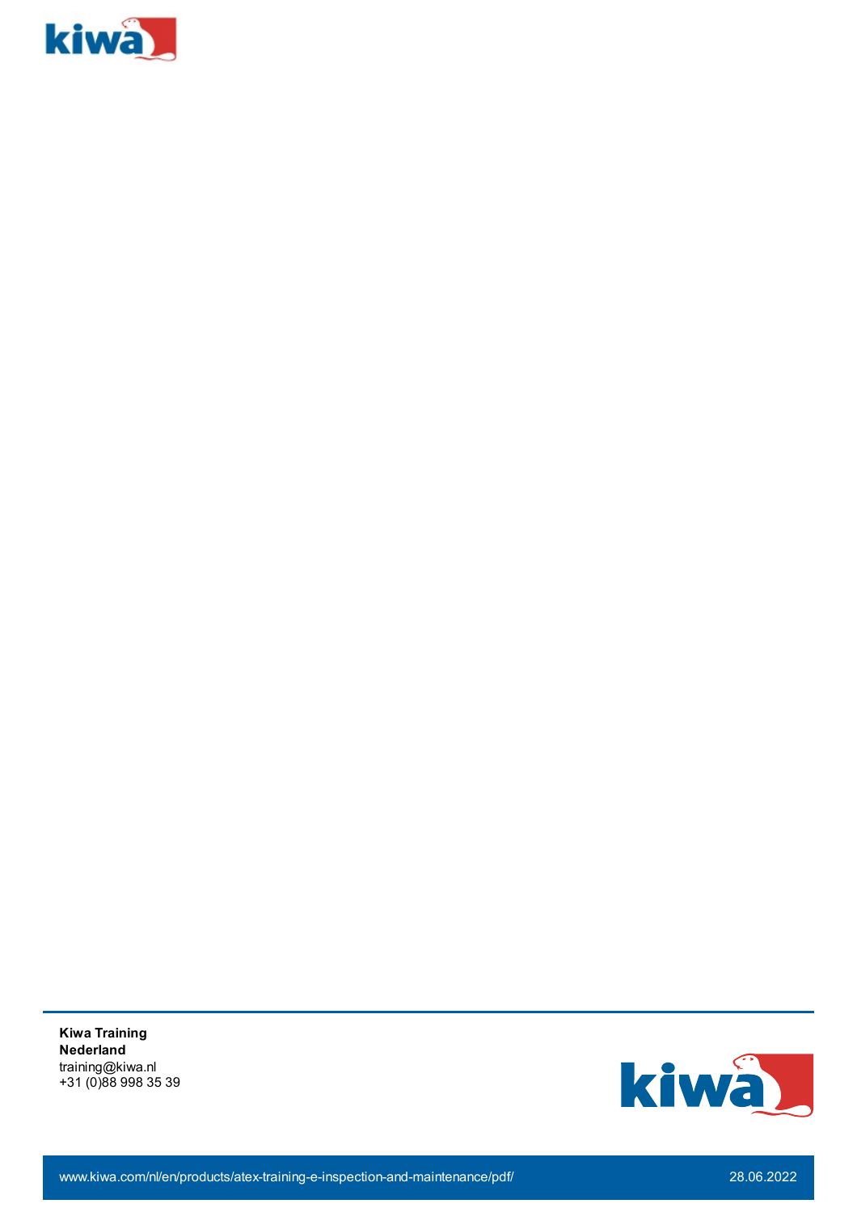**Kiwa Training Nederland**
training@kiwa.nl
+31 (0)88 998 35 39